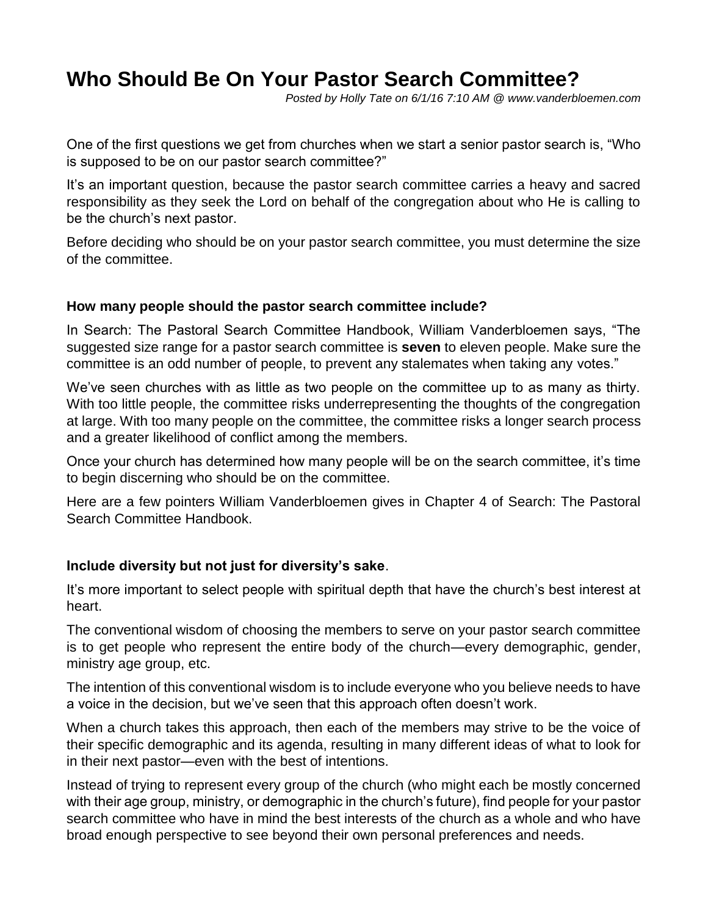# Who Should Be On Your Pastor Search Committee?

*Posted by Holly Tate on 6/1/16 7:10 AM @ www.vanderbloemen.com*

One of the first questions we get from churches when we start a senior pastor search is, "Who is supposed to be on our pastor search committee?"

It's an important question, because the pastor search committee carries a heavy and sacred responsibility as they seek the Lord on behalf of the congregation about who He is calling to be the church's next pastor.

Before deciding who should be on your pastor search committee, you must determine the size of the committee.

### How many people should the pastor search committee include?

In Search: The Pastoral Search Committee Handbook, William Vanderbloemen says, "The suggested size range for a pastor search committee is **seven** to eleven people. Make sure the committee is an odd number of people, to prevent any stalemates when taking any votes."

We've seen churches with as little as two people on the committee up to as many as thirty. With too little people, the committee risks underrepresenting the thoughts of the congregation at large. With too many people on the committee, the committee risks a longer search process and a greater likelihood of conflict among the members.

Once your church has determined how many people will be on the search committee, it's time to begin discerning who should be on the committee.

Here are a few pointers William Vanderbloemen gives in Chapter 4 of Search: The Pastoral Search Committee Handbook.

### Include diversity but not just for diversity's sake.

It's more important to select people with spiritual depth that have the church's best interest at heart.

The conventional wisdom of choosing the members to serve on your pastor search committee is to get people who represent the entire body of the church—every demographic, gender, ministry age group, etc.

The intention of this conventional wisdom is to include everyone who you believe needs to have a voice in the decision, but we've seen that this approach often doesn't work.

When a church takes this approach, then each of the members may strive to be the voice of their specific demographic and its agenda, resulting in many different ideas of what to look for in their next pastor—even with the best of intentions.

Instead of trying to represent every group of the church (who might each be mostly concerned with their age group, ministry, or demographic in the church's future), find people for your pastor search committee who have in mind the best interests of the church as a whole and who have broad enough perspective to see beyond their own personal preferences and needs.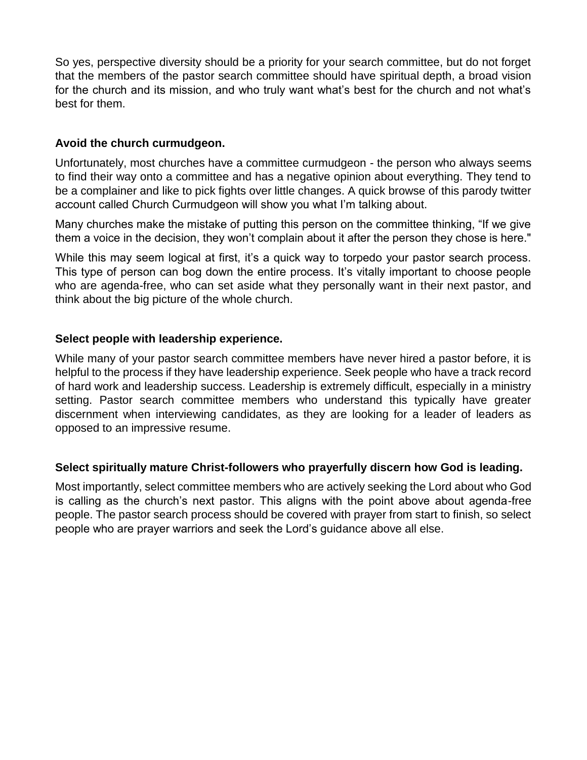So yes, perspective diversity should be a priority for your search committee, but do not forget that the members of the pastor search committee should have spiritual depth, a broad vision for the church and its mission, and who truly want what's best for the church and not what's best for them.

**Avoid the church curmudgeon.**

Unfortunately, most churches have a committee curmudgeon - the person who always seems to find their way onto a committee and has a negative opinion about everything. They tend to be a complainer and like to pick fights over little changes. A quick browse of this parody twitter account called Church Curmudgeon will show you what I'm talking about.

Many churches make the mistake of putting this person on the committee thinking, "If we give them a voice in the decision, they won't complain about it after the person they chose is here."

While this may seem logical at first, it's a quick way to torpedo your pastor search process. This type of person can bog down the entire process. It's vitally important to choose people who are agenda-free, who can set aside what they personally want in their next pastor, and think about the big picture of the whole church.

**Select people with leadership experience.**

While many of your pastor search committee members have never hired a pastor before, it is helpful to the process if they have leadership experience. Seek people who have a track record of hard work and leadership success. Leadership is extremely difficult, especially in a ministry setting. Pastor search committee members who understand this typically have greater discernment when interviewing candidates, as they are looking for a leader of leaders as opposed to an impressive resume.

**Select spiritually mature Christ-followers who prayerfully discern how God is leading.**

Most importantly, select committee members who are actively seeking the Lord about who God is calling as the church's next pastor. This aligns with the point above about agenda-free people. The pastor search process should be covered with prayer from start to finish, so select people who are prayer warriors and seek the Lord's guidance above all else.